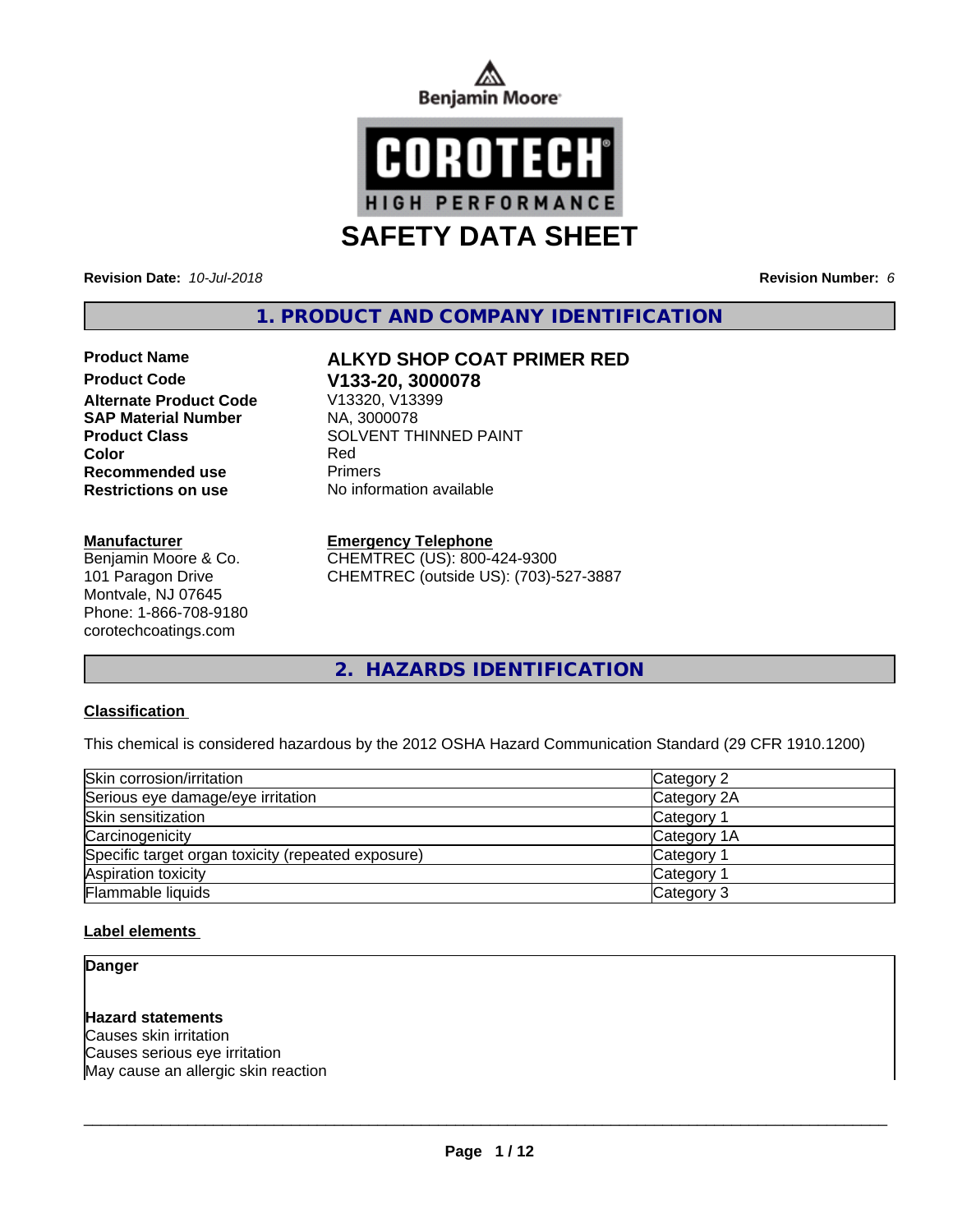Benjamin Moore

COROTECH HIGH PERFORMANCE

# SAFETY DATA SHEET

**Revision Date:** *10-Jul-2018* **Revision Number:** *6*

## 1. PRODUCT AND COMPANY IDENTIFICATION

| | |
|---|---|
| **Product Name** | **ALKYD SHOP COAT PRIMER RED** |
| **Product Code** | **V133-20, 3000078** |
| **Alternate Product Code** | V13320, V13399 |
| **SAP Material Number** | NA, 3000078 |
| **Product Class** | SOLVENT THINNED PAINT |
| **Color** | Red |
| **Recommended use** | Primers |
| **Restrictions on use** | No information available |

**Manufacturer**
Benjamin Moore & Co.
101 Paragon Drive
Montvale, NJ 07645
Phone: 1-866-708-9180
corotechcoatings.com

**Emergency Telephone**
CHEMTREC (US): 800-424-9300
CHEMTREC (outside US): (703)-527-3887

## 2. HAZARDS IDENTIFICATION

**Classification**

This chemical is considered hazardous by the 2012 OSHA Hazard Communication Standard (29 CFR 1910.1200)

| | |
|---|---|
| Skin corrosion/irritation | Category 2 |
| Serious eye damage/eye irritation | Category 2A |
| Skin sensitization | Category 1 |
| Carcinogenicity | Category 1A |
| Specific target organ toxicity (repeated exposure) | Category 1 |
| Aspiration toxicity | Category 1 |
| Flammable liquids | Category 3 |

**Label elements**

**Danger**

**Hazard statements**
Causes skin irritation
Causes serious eye irritation
May cause an allergic skin reaction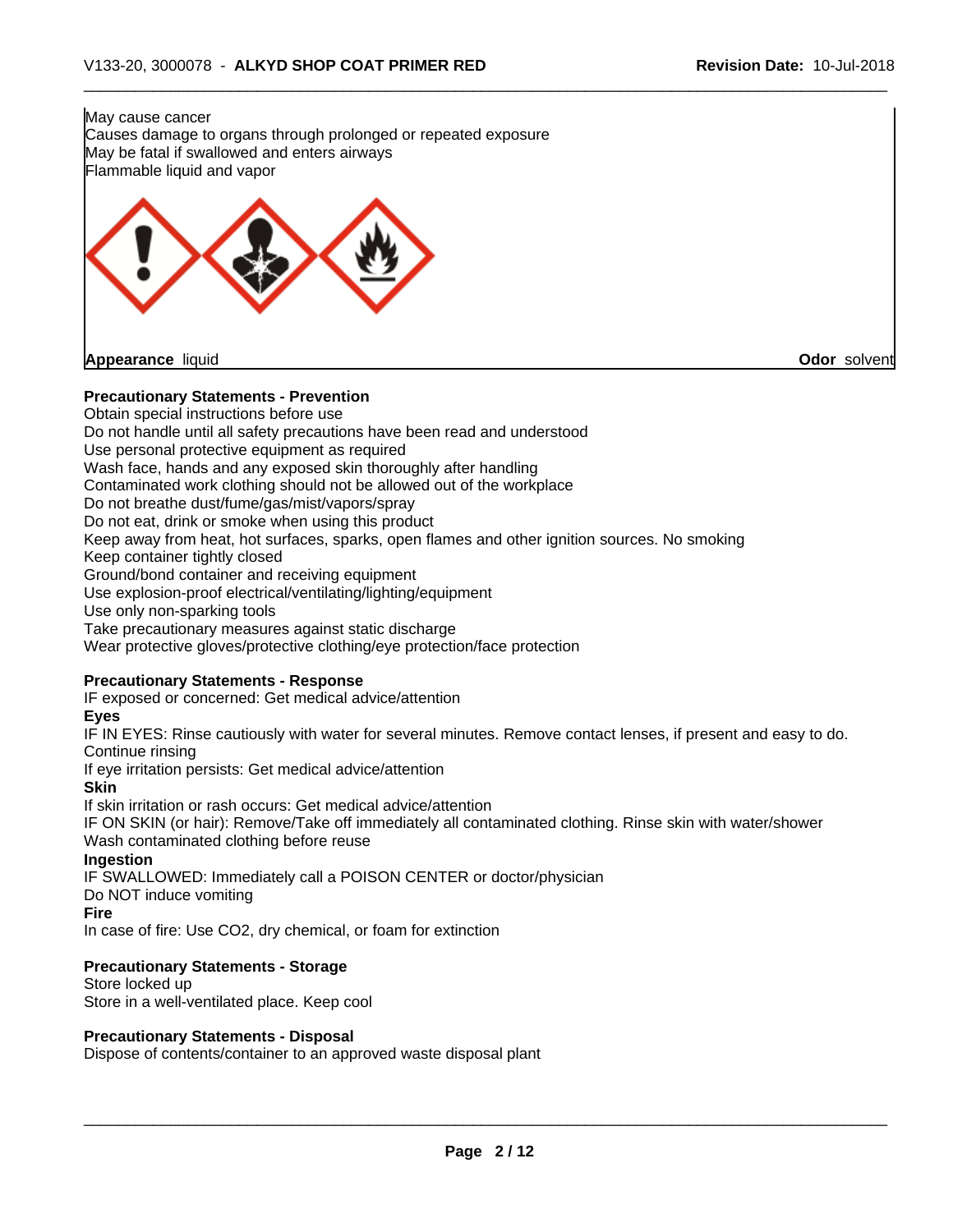May cause cancer
Causes damage to organs through prolonged or repeated exposure
May be fatal if swallowed and enters airways
Flammable liquid and vapor

**Appearance** liquid

**Odor** solvent

**Precautionary Statements - Prevention**

Obtain special instructions before use
Do not handle until all safety precautions have been read and understood
Use personal protective equipment as required
Wash face, hands and any exposed skin thoroughly after handling
Contaminated work clothing should not be allowed out of the workplace
Do not breathe dust/fume/gas/mist/vapors/spray
Do not eat, drink or smoke when using this product
Keep away from heat, hot surfaces, sparks, open flames and other ignition sources. No smoking
Keep container tightly closed
Ground/bond container and receiving equipment
Use explosion-proof electrical/ventilating/lighting/equipment
Use only non-sparking tools
Take precautionary measures against static discharge
Wear protective gloves/protective clothing/eye protection/face protection

**Precautionary Statements - Response**

IF exposed or concerned: Get medical advice/attention

**Eyes**

IF IN EYES: Rinse cautiously with water for several minutes. Remove contact lenses, if present and easy to do. Continue rinsing
If eye irritation persists: Get medical advice/attention

**Skin**

If skin irritation or rash occurs: Get medical advice/attention
IF ON SKIN (or hair): Remove/Take off immediately all contaminated clothing. Rinse skin with water/shower
Wash contaminated clothing before reuse

**Ingestion**

IF SWALLOWED: Immediately call a POISON CENTER or doctor/physician
Do NOT induce vomiting

**Fire**

In case of fire: Use CO2, dry chemical, or foam for extinction

**Precautionary Statements - Storage**

Store locked up
Store in a well-ventilated place. Keep cool

**Precautionary Statements - Disposal**

Dispose of contents/container to an approved waste disposal plant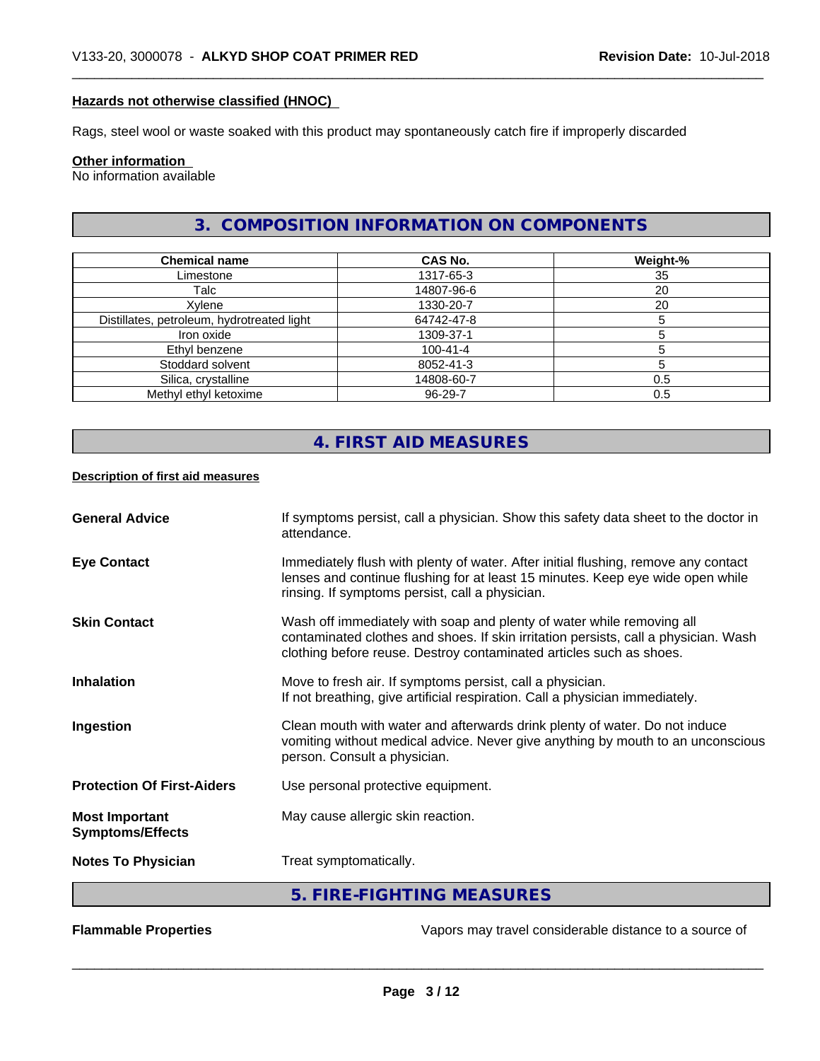#### Hazards not otherwise classified (HNOC)

Rags, steel wool or waste soaked with this product may spontaneously catch fire if improperly discarded

#### Other information

No information available

## 3. COMPOSITION INFORMATION ON COMPONENTS

| Chemical name | CAS No. | Weight-% |
| --- | --- | --- |
| Limestone | 1317-65-3 | 35 |
| Talc | 14807-96-6 | 20 |
| Xylene | 1330-20-7 | 20 |
| Distillates, petroleum, hydrotreated light | 64742-47-8 | 5 |
| Iron oxide | 1309-37-1 | 5 |
| Ethyl benzene | 100-41-4 | 5 |
| Stoddard solvent | 8052-41-3 | 5 |
| Silica, crystalline | 14808-60-7 | 0.5 |
| Methyl ethyl ketoxime | 96-29-7 | 0.5 |

## 4. FIRST AID MEASURES

#### Description of first aid measures

**General Advice** If symptoms persist, call a physician. Show this safety data sheet to the doctor in attendance.

**Eye Contact** Immediately flush with plenty of water. After initial flushing, remove any contact lenses and continue flushing for at least 15 minutes. Keep eye wide open while rinsing. If symptoms persist, call a physician.

**Skin Contact** Wash off immediately with soap and plenty of water while removing all contaminated clothes and shoes. If skin irritation persists, call a physician. Wash clothing before reuse. Destroy contaminated articles such as shoes.

**Inhalation** Move to fresh air. If symptoms persist, call a physician.
If not breathing, give artificial respiration. Call a physician immediately.

**Ingestion** Clean mouth with water and afterwards drink plenty of water. Do not induce vomiting without medical advice. Never give anything by mouth to an unconscious person. Consult a physician.

**Protection Of First-Aiders** Use personal protective equipment.

**Most Important Symptoms/Effects** May cause allergic skin reaction.

**Notes To Physician** Treat symptomatically.

## 5. FIRE-FIGHTING MEASURES

**Flammable Properties** Vapors may travel considerable distance to a source of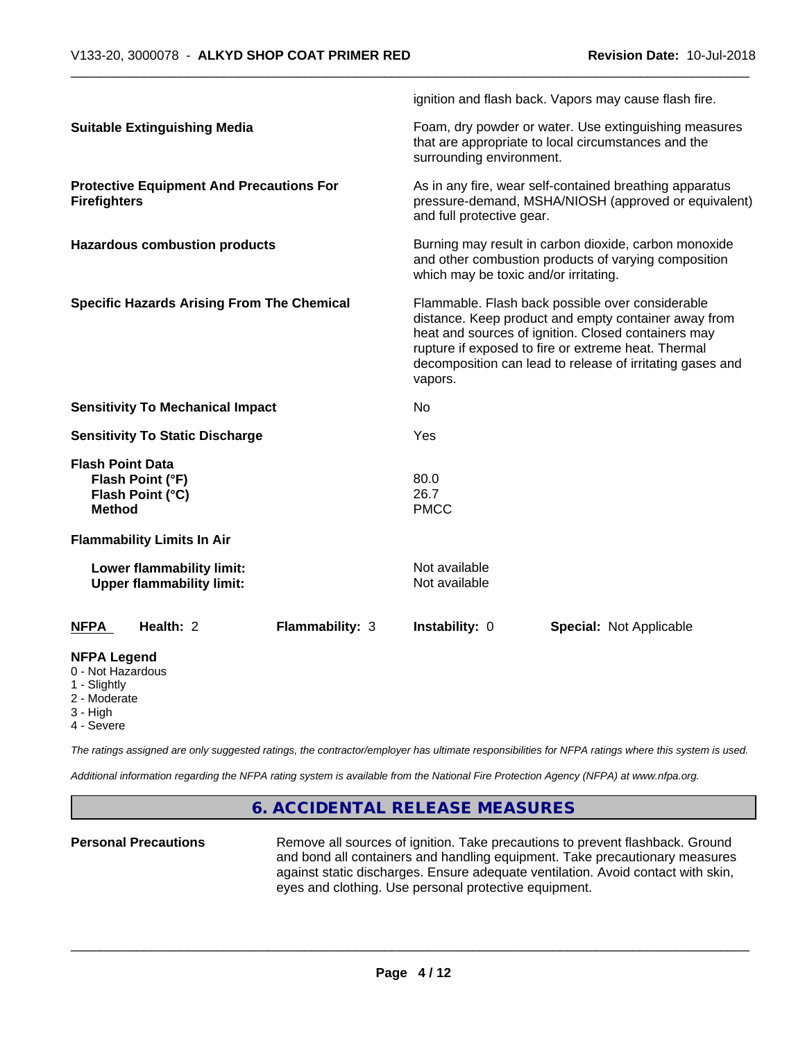ignition and flash back. Vapors may cause flash fire.

| | |
|---|---|
| **Suitable Extinguishing Media** | Foam, dry powder or water. Use extinguishing measures that are appropriate to local circumstances and the surrounding environment. |
| **Protective Equipment And Precautions For Firefighters** | As in any fire, wear self-contained breathing apparatus pressure-demand, MSHA/NIOSH (approved or equivalent) and full protective gear. |
| **Hazardous combustion products** | Burning may result in carbon dioxide, carbon monoxide and other combustion products of varying composition which may be toxic and/or irritating. |
| **Specific Hazards Arising From The Chemical** | Flammable. Flash back possible over considerable distance. Keep product and empty container away from heat and sources of ignition. Closed containers may rupture if exposed to fire or extreme heat. Thermal decomposition can lead to release of irritating gases and vapors. |
| **Sensitivity To Mechanical Impact** | No |
| **Sensitivity To Static Discharge** | Yes |

**Flash Point Data**

| | |
|---|---|
| **Flash Point (°F)** | 80.0 |
| **Flash Point (°C)** | 26.7 |
| **Method** | PMCC |

**Flammability Limits In Air**

| | |
|---|---|
| **Lower flammability limit:** | Not available |
| **Upper flammability limit:** | Not available |

| NFPA | Health: 2 | Flammability: 3 | Instability: 0 | Special: Not Applicable |
|---|---|---|---|---|

**NFPA Legend**
- 0 - Not Hazardous
- 1 - Slightly
- 2 - Moderate
- 3 - High
- 4 - Severe

*The ratings assigned are only suggested ratings, the contractor/employer has ultimate responsibilities for NFPA ratings where this system is used.*

*Additional information regarding the NFPA rating system is available from the National Fire Protection Agency (NFPA) at www.nfpa.org.*

## 6. ACCIDENTAL RELEASE MEASURES

| | |
|---|---|
| **Personal Precautions** | Remove all sources of ignition. Take precautions to prevent flashback. Ground and bond all containers and handling equipment. Take precautionary measures against static discharges. Ensure adequate ventilation. Avoid contact with skin, eyes and clothing. Use personal protective equipment. |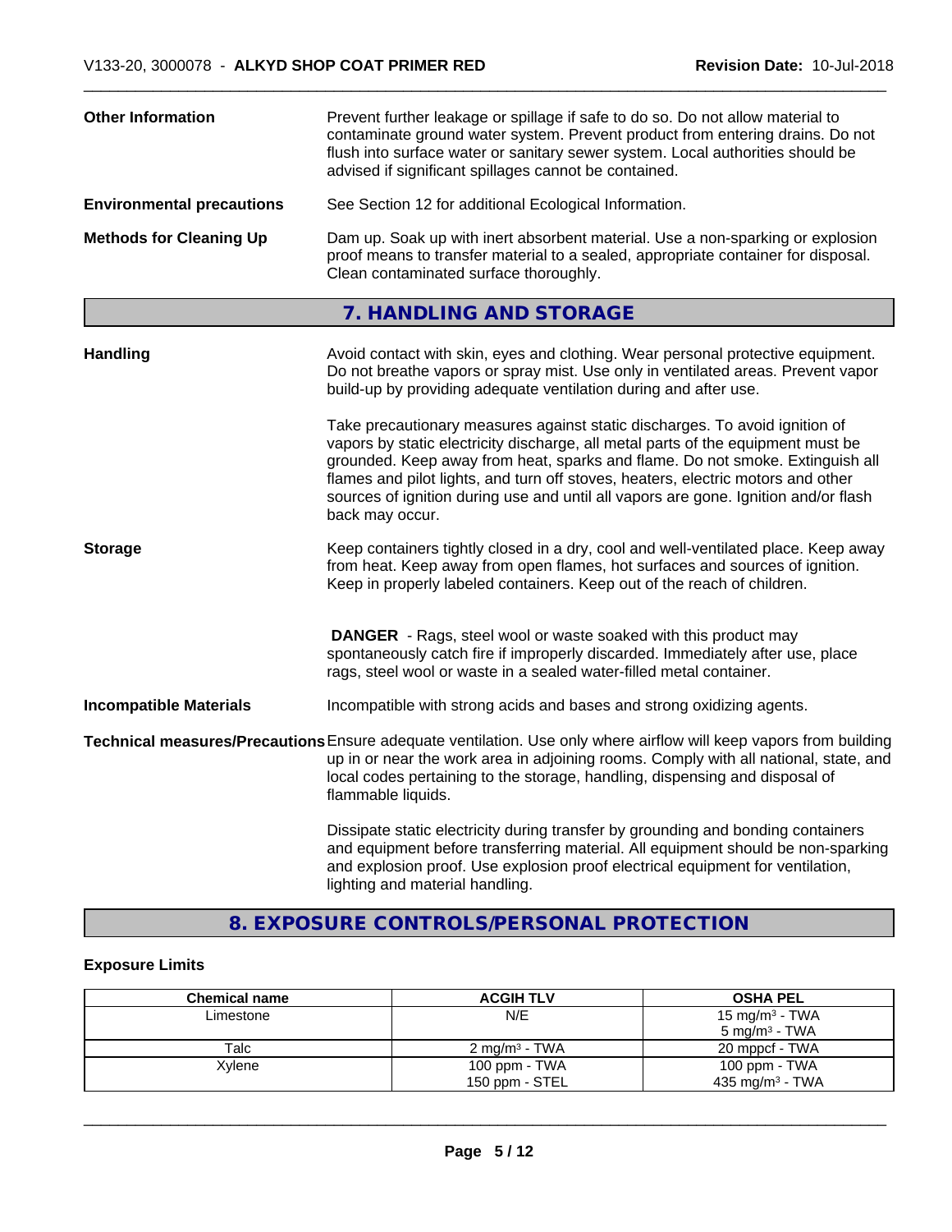**Other Information** Prevent further leakage or spillage if safe to do so. Do not allow material to contaminate ground water system. Prevent product from entering drains. Do not flush into surface water or sanitary sewer system. Local authorities should be advised if significant spillages cannot be contained.

**Environmental precautions** See Section 12 for additional Ecological Information.

**Methods for Cleaning Up** Dam up. Soak up with inert absorbent material. Use a non-sparking or explosion proof means to transfer material to a sealed, appropriate container for disposal. Clean contaminated surface thoroughly.

## 7. HANDLING AND STORAGE

**Handling** Avoid contact with skin, eyes and clothing. Wear personal protective equipment. Do not breathe vapors or spray mist. Use only in ventilated areas. Prevent vapor build-up by providing adequate ventilation during and after use.

Take precautionary measures against static discharges. To avoid ignition of vapors by static electricity discharge, all metal parts of the equipment must be grounded. Keep away from heat, sparks and flame. Do not smoke. Extinguish all flames and pilot lights, and turn off stoves, heaters, electric motors and other sources of ignition during use and until all vapors are gone. Ignition and/or flash back may occur.

**Storage** Keep containers tightly closed in a dry, cool and well-ventilated place. Keep away from heat. Keep away from open flames, hot surfaces and sources of ignition. Keep in properly labeled containers. Keep out of the reach of children.

**DANGER** - Rags, steel wool or waste soaked with this product may spontaneously catch fire if improperly discarded. Immediately after use, place rags, steel wool or waste in a sealed water-filled metal container.

**Incompatible Materials** Incompatible with strong acids and bases and strong oxidizing agents.

**Technical measures/Precautions** Ensure adequate ventilation. Use only where airflow will keep vapors from building up in or near the work area in adjoining rooms. Comply with all national, state, and local codes pertaining to the storage, handling, dispensing and disposal of flammable liquids.

Dissipate static electricity during transfer by grounding and bonding containers and equipment before transferring material. All equipment should be non-sparking and explosion proof. Use explosion proof electrical equipment for ventilation, lighting and material handling.

## 8. EXPOSURE CONTROLS/PERSONAL PROTECTION

### Exposure Limits

| Chemical name | ACGIH TLV | OSHA PEL |
|---|---|---|
| Limestone | N/E | 15 mg/m³ - TWA<br>5 mg/m³ - TWA |
| Talc | 2 mg/m³ - TWA | 20 mppcf - TWA |
| Xylene | 100 ppm - TWA<br>150 ppm - STEL | 100 ppm - TWA<br>435 mg/m³ - TWA |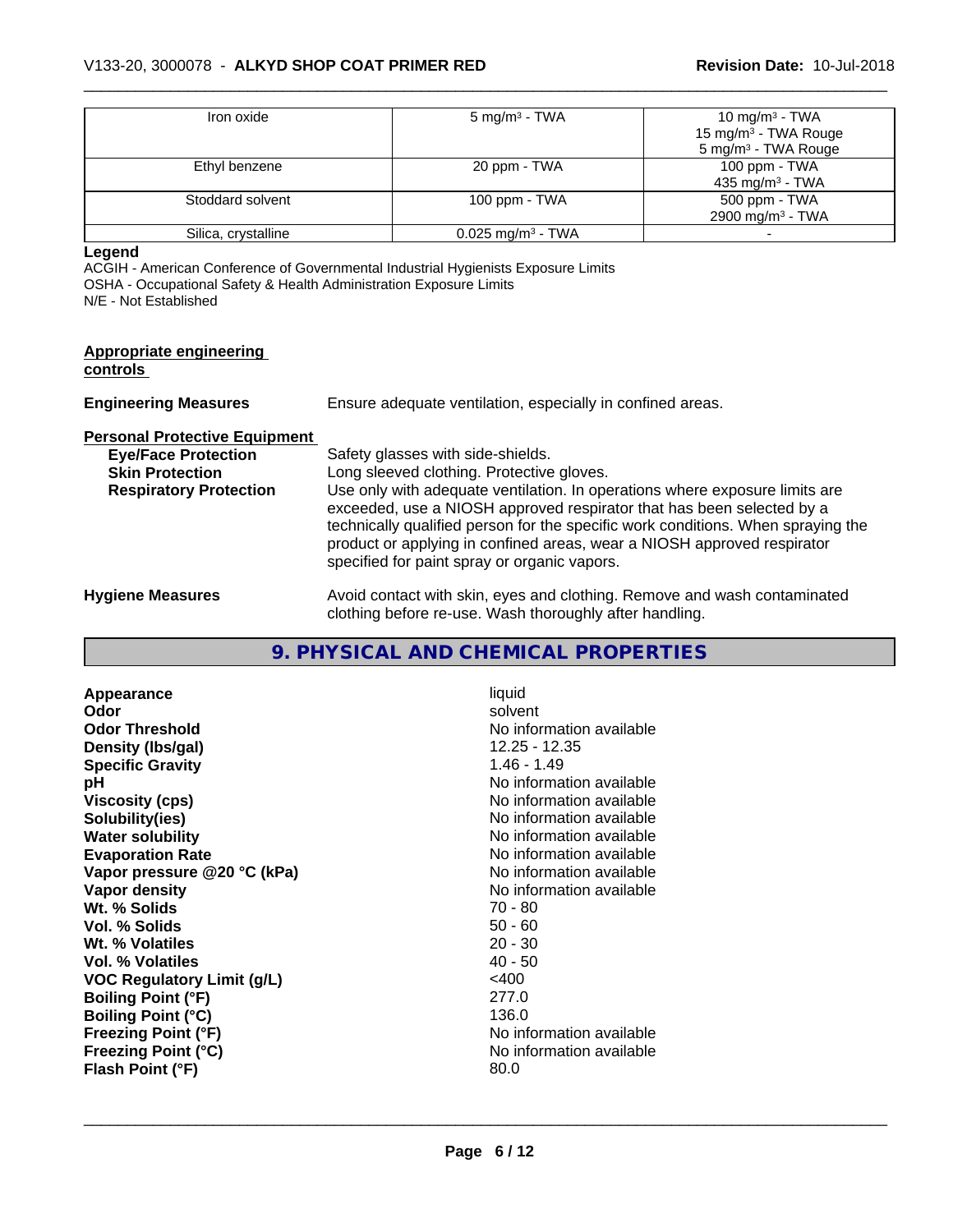| | | |
|---|---|---|
| Iron oxide | 5 mg/m³ - TWA | 10 mg/m³ - TWA<br>15 mg/m³ - TWA Rouge<br>5 mg/m³ - TWA Rouge |
| Ethyl benzene | 20 ppm - TWA | 100 ppm - TWA<br>435 mg/m³ - TWA |
| Stoddard solvent | 100 ppm - TWA | 500 ppm - TWA<br>2900 mg/m³ - TWA |
| Silica, crystalline | 0.025 mg/m³ - TWA | - |

**Legend**

ACGIH - American Conference of Governmental Industrial Hygienists Exposure Limits
OSHA - Occupational Safety & Health Administration Exposure Limits
N/E - Not Established

**Appropriate engineering controls**

**Engineering Measures** Ensure adequate ventilation, especially in confined areas.

**Personal Protective Equipment**

**Eye/Face Protection** Safety glasses with side-shields.

**Skin Protection** Long sleeved clothing. Protective gloves.

**Respiratory Protection** Use only with adequate ventilation. In operations where exposure limits are exceeded, use a NIOSH approved respirator that has been selected by a technically qualified person for the specific work conditions. When spraying the product or applying in confined areas, wear a NIOSH approved respirator specified for paint spray or organic vapors.

**Hygiene Measures** Avoid contact with skin, eyes and clothing. Remove and wash contaminated clothing before re-use. Wash thoroughly after handling.

## 9. PHYSICAL AND CHEMICAL PROPERTIES

| | |
|---|---|
| **Appearance** | liquid |
| **Odor** | solvent |
| **Odor Threshold** | No information available |
| **Density (lbs/gal)** | 12.25 - 12.35 |
| **Specific Gravity** | 1.46 - 1.49 |
| **pH** | No information available |
| **Viscosity (cps)** | No information available |
| **Solubility(ies)** | No information available |
| **Water solubility** | No information available |
| **Evaporation Rate** | No information available |
| **Vapor pressure @20 °C (kPa)** | No information available |
| **Vapor density** | No information available |
| **Wt. % Solids** | 70 - 80 |
| **Vol. % Solids** | 50 - 60 |
| **Wt. % Volatiles** | 20 - 30 |
| **Vol. % Volatiles** | 40 - 50 |
| **VOC Regulatory Limit (g/L)** | <400 |
| **Boiling Point (°F)** | 277.0 |
| **Boiling Point (°C)** | 136.0 |
| **Freezing Point (°F)** | No information available |
| **Freezing Point (°C)** | No information available |
| **Flash Point (°F)** | 80.0 |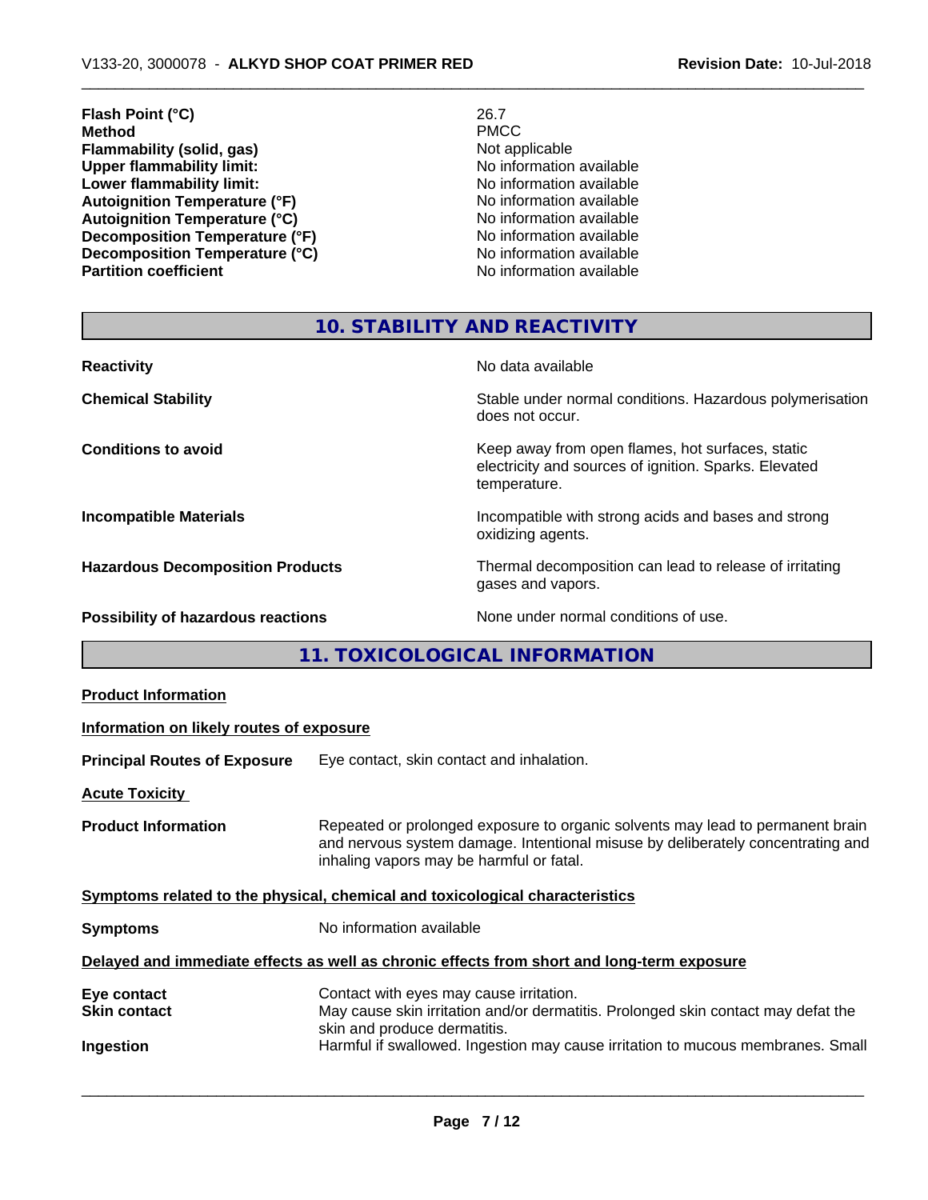| | |
|---|---|
| **Flash Point (°C)** | 26.7 |
| **Method** | PMCC |
| **Flammability (solid, gas)** | Not applicable |
| **Upper flammability limit:** | No information available |
| **Lower flammability limit:** | No information available |
| **Autoignition Temperature (°F)** | No information available |
| **Autoignition Temperature (°C)** | No information available |
| **Decomposition Temperature (°F)** | No information available |
| **Decomposition Temperature (°C)** | No information available |
| **Partition coefficient** | No information available |

## 10. STABILITY AND REACTIVITY

| | |
|---|---|
| **Reactivity** | No data available |
| **Chemical Stability** | Stable under normal conditions. Hazardous polymerisation does not occur. |
| **Conditions to avoid** | Keep away from open flames, hot surfaces, static electricity and sources of ignition. Sparks. Elevated temperature. |
| **Incompatible Materials** | Incompatible with strong acids and bases and strong oxidizing agents. |
| **Hazardous Decomposition Products** | Thermal decomposition can lead to release of irritating gases and vapors. |
| **Possibility of hazardous reactions** | None under normal conditions of use. |

## 11. TOXICOLOGICAL INFORMATION

**Product Information**

**Information on likely routes of exposure**

**Principal Routes of Exposure** Eye contact, skin contact and inhalation.

**Acute Toxicity**

**Product Information** Repeated or prolonged exposure to organic solvents may lead to permanent brain and nervous system damage. Intentional misuse by deliberately concentrating and inhaling vapors may be harmful or fatal.

**Symptoms related to the physical, chemical and toxicological characteristics**

**Symptoms** No information available

**Delayed and immediate effects as well as chronic effects from short and long-term exposure**

| | |
|---|---|
| **Eye contact** | Contact with eyes may cause irritation. |
| **Skin contact** | May cause skin irritation and/or dermatitis. Prolonged skin contact may defat the skin and produce dermatitis. |
| **Ingestion** | Harmful if swallowed. Ingestion may cause irritation to mucous membranes. Small |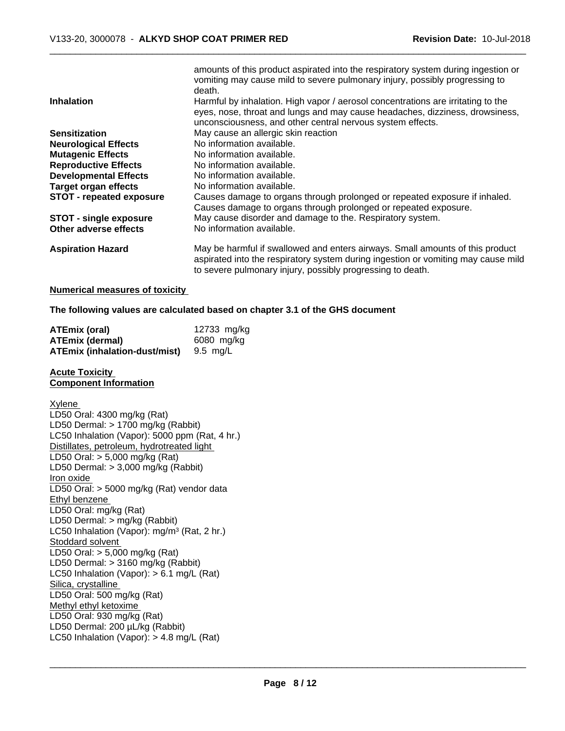| | |
|---|---|
| | amounts of this product aspirated into the respiratory system during ingestion or vomiting may cause mild to severe pulmonary injury, possibly progressing to death. |
| **Inhalation** | Harmful by inhalation. High vapor / aerosol concentrations are irritating to the eyes, nose, throat and lungs and may cause headaches, dizziness, drowsiness, unconsciousness, and other central nervous system effects. |
| **Sensitization** | May cause an allergic skin reaction |
| **Neurological Effects** | No information available. |
| **Mutagenic Effects** | No information available. |
| **Reproductive Effects** | No information available. |
| **Developmental Effects** | No information available. |
| **Target organ effects** | No information available. |
| **STOT - repeated exposure** | Causes damage to organs through prolonged or repeated exposure if inhaled. Causes damage to organs through prolonged or repeated exposure. |
| **STOT - single exposure** | May cause disorder and damage to the. Respiratory system. |
| **Other adverse effects** | No information available. |
| **Aspiration Hazard** | May be harmful if swallowed and enters airways. Small amounts of this product aspirated into the respiratory system during ingestion or vomiting may cause mild to severe pulmonary injury, possibly progressing to death. |

**Numerical measures of toxicity**

**The following values are calculated based on chapter 3.1 of the GHS document**

| | |
|---|---|
| **ATEmix (oral)** | 12733 mg/kg |
| **ATEmix (dermal)** | 6080 mg/kg |
| **ATEmix (inhalation-dust/mist)** | 9.5 mg/L |

**Acute Toxicity**
**Component Information**

Xylene
LD50 Oral: 4300 mg/kg (Rat)
LD50 Dermal: > 1700 mg/kg (Rabbit)
LC50 Inhalation (Vapor): 5000 ppm (Rat, 4 hr.)
Distillates, petroleum, hydrotreated light
LD50 Oral: > 5,000 mg/kg (Rat)
LD50 Dermal: > 3,000 mg/kg (Rabbit)
Iron oxide
LD50 Oral: > 5000 mg/kg (Rat) vendor data
Ethyl benzene
LD50 Oral: mg/kg (Rat)
LD50 Dermal: > mg/kg (Rabbit)
LC50 Inhalation (Vapor): mg/m³ (Rat, 2 hr.)
Stoddard solvent
LD50 Oral: > 5,000 mg/kg (Rat)
LD50 Dermal: > 3160 mg/kg (Rabbit)
LC50 Inhalation (Vapor): > 6.1 mg/L (Rat)
Silica, crystalline
LD50 Oral: 500 mg/kg (Rat)
Methyl ethyl ketoxime
LD50 Oral: 930 mg/kg (Rat)
LD50 Dermal: 200 µL/kg (Rabbit)
LC50 Inhalation (Vapor): > 4.8 mg/L (Rat)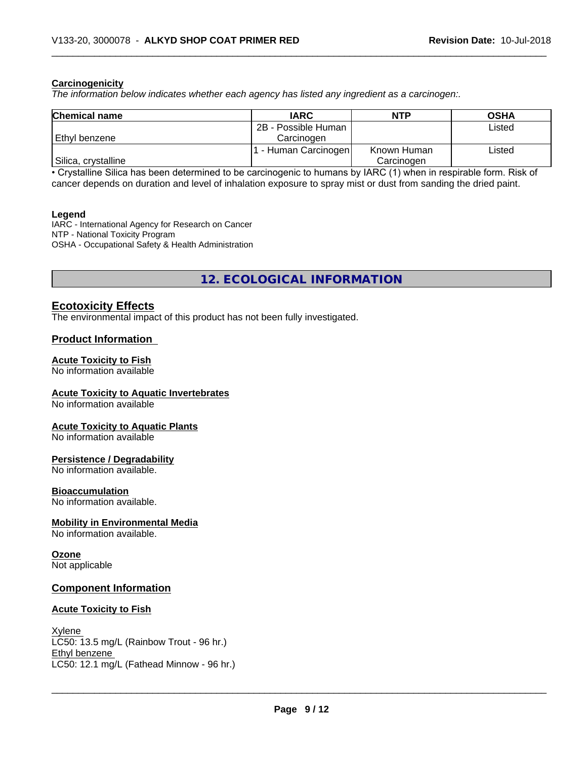### Carcinogenicity

*The information below indicates whether each agency has listed any ingredient as a carcinogen:.*

| Chemical name | IARC | NTP | OSHA |
|---|---|---|---|
| Ethyl benzene | 2B - Possible Human Carcinogen | | Listed |
| Silica, crystalline | 1 - Human Carcinogen | Known Human Carcinogen | Listed |

• Crystalline Silica has been determined to be carcinogenic to humans by IARC (1) when in respirable form. Risk of cancer depends on duration and level of inhalation exposure to spray mist or dust from sanding the dried paint.

**Legend**

IARC - International Agency for Research on Cancer
NTP - National Toxicity Program
OSHA - Occupational Safety & Health Administration

## 12. ECOLOGICAL INFORMATION

### Ecotoxicity Effects

The environmental impact of this product has not been fully investigated.

### Product Information

**Acute Toxicity to Fish**
No information available

**Acute Toxicity to Aquatic Invertebrates**
No information available

**Acute Toxicity to Aquatic Plants**
No information available

**Persistence / Degradability**
No information available.

**Bioaccumulation**
No information available.

**Mobility in Environmental Media**
No information available.

**Ozone**
Not applicable

### Component Information

**Acute Toxicity to Fish**

Xylene
LC50: 13.5 mg/L (Rainbow Trout - 96 hr.)
Ethyl benzene
LC50: 12.1 mg/L (Fathead Minnow - 96 hr.)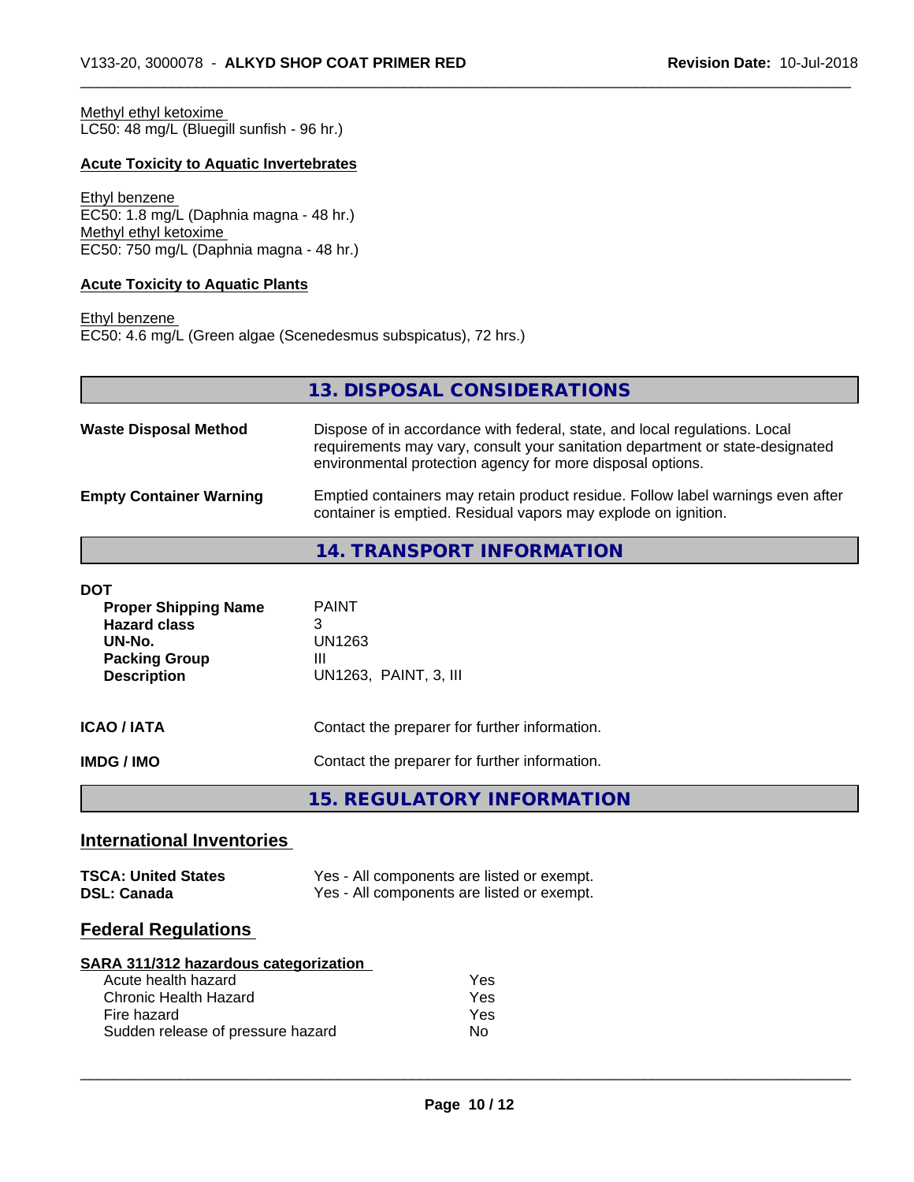Methyl ethyl ketoxime
LC50: 48 mg/L (Bluegill sunfish - 96 hr.)

**Acute Toxicity to Aquatic Invertebrates**

Ethyl benzene
EC50: 1.8 mg/L (Daphnia magna - 48 hr.)
Methyl ethyl ketoxime
EC50: 750 mg/L (Daphnia magna - 48 hr.)

**Acute Toxicity to Aquatic Plants**

Ethyl benzene
EC50: 4.6 mg/L (Green algae (Scenedesmus subspicatus), 72 hrs.)

## 13. DISPOSAL CONSIDERATIONS

**Waste Disposal Method**
Dispose of in accordance with federal, state, and local regulations. Local requirements may vary, consult your sanitation department or state-designated environmental protection agency for more disposal options.

**Empty Container Warning**
Emptied containers may retain product residue. Follow label warnings even after container is emptied. Residual vapors may explode on ignition.

## 14. TRANSPORT INFORMATION

**DOT**

| | |
|---|---|
| **Proper Shipping Name** | PAINT |
| **Hazard class** | 3 |
| **UN-No.** | UN1263 |
| **Packing Group** | III |
| **Description** | UN1263, PAINT, 3, III |

**ICAO / IATA** Contact the preparer for further information.

**IMDG / IMO** Contact the preparer for further information.

## 15. REGULATORY INFORMATION

### International Inventories

| | |
|---|---|
| **TSCA: United States** | Yes - All components are listed or exempt. |
| **DSL: Canada** | Yes - All components are listed or exempt. |

### Federal Regulations

**SARA 311/312 hazardous categorization**

| | |
|---|---|
| Acute health hazard | Yes |
| Chronic Health Hazard | Yes |
| Fire hazard | Yes |
| Sudden release of pressure hazard | No |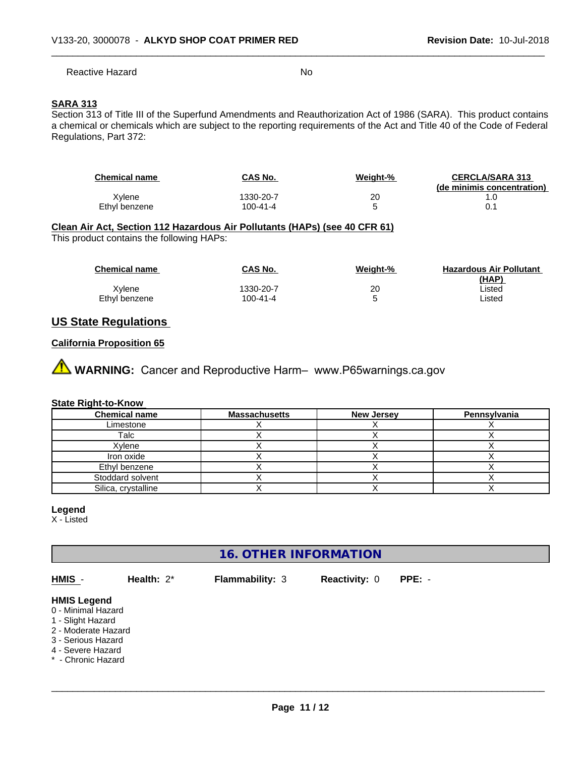Reactive Hazard No

**SARA 313**

Section 313 of Title III of the Superfund Amendments and Reauthorization Act of 1986 (SARA). This product contains a chemical or chemicals which are subject to the reporting requirements of the Act and Title 40 of the Code of Federal Regulations, Part 372:

| Chemical name | CAS No. | Weight-% | CERCLA/SARA 313 (de minimis concentration) |
|---|---|---|---|
| Xylene | 1330-20-7 | 20 | 1.0 |
| Ethyl benzene | 100-41-4 | 5 | 0.1 |

**Clean Air Act, Section 112 Hazardous Air Pollutants (HAPs) (see 40 CFR 61)**

This product contains the following HAPs:

| Chemical name | CAS No. | Weight-% | Hazardous Air Pollutant (HAP) |
|---|---|---|---|
| Xylene | 1330-20-7 | 20 | Listed |
| Ethyl benzene | 100-41-4 | 5 | Listed |

## US State Regulations

**California Proposition 65**

⚠ **WARNING:** Cancer and Reproductive Harm– www.P65warnings.ca.gov

**State Right-to-Know**

| Chemical name | Massachusetts | New Jersey | Pennsylvania |
|---|---|---|---|
| Limestone | X | X | X |
| Talc | X | X | X |
| Xylene | X | X | X |
| Iron oxide | X | X | X |
| Ethyl benzene | X | X | X |
| Stoddard solvent | X | X | X |
| Silica, crystalline | X | X | X |

**Legend**

X - Listed

## 16. OTHER INFORMATION

**HMIS** - **Health:** 2* **Flammability:** 3 **Reactivity:** 0 **PPE:** -

**HMIS Legend**

0 - Minimal Hazard
1 - Slight Hazard
2 - Moderate Hazard
3 - Serious Hazard
4 - Severe Hazard
* - Chronic Hazard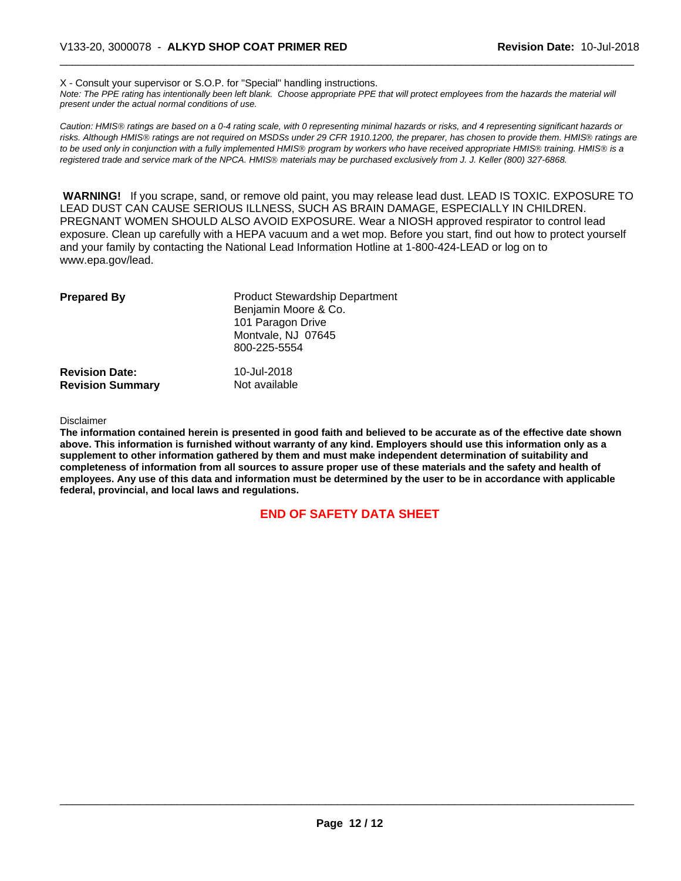X - Consult your supervisor or S.O.P. for "Special" handling instructions.

*Note: The PPE rating has intentionally been left blank. Choose appropriate PPE that will protect employees from the hazards the material will present under the actual normal conditions of use.*

*Caution: HMIS® ratings are based on a 0-4 rating scale, with 0 representing minimal hazards or risks, and 4 representing significant hazards or risks. Although HMIS® ratings are not required on MSDSs under 29 CFR 1910.1200, the preparer, has chosen to provide them. HMIS® ratings are to be used only in conjunction with a fully implemented HMIS® program by workers who have received appropriate HMIS® training. HMIS® is a registered trade and service mark of the NPCA. HMIS® materials may be purchased exclusively from J. J. Keller (800) 327-6868.*

**WARNING!** If you scrape, sand, or remove old paint, you may release lead dust. LEAD IS TOXIC. EXPOSURE TO LEAD DUST CAN CAUSE SERIOUS ILLNESS, SUCH AS BRAIN DAMAGE, ESPECIALLY IN CHILDREN. PREGNANT WOMEN SHOULD ALSO AVOID EXPOSURE. Wear a NIOSH approved respirator to control lead exposure. Clean up carefully with a HEPA vacuum and a wet mop. Before you start, find out how to protect yourself and your family by contacting the National Lead Information Hotline at 1-800-424-LEAD or log on to www.epa.gov/lead.

| | |
|---|---|
| **Prepared By** | Product Stewardship Department<br>Benjamin Moore & Co.<br>101 Paragon Drive<br>Montvale, NJ 07645<br>800-225-5554 |
| **Revision Date:** | 10-Jul-2018 |
| **Revision Summary** | Not available |

Disclaimer

**The information contained herein is presented in good faith and believed to be accurate as of the effective date shown above. This information is furnished without warranty of any kind. Employers should use this information only as a supplement to other information gathered by them and must make independent determination of suitability and completeness of information from all sources to assure proper use of these materials and the safety and health of employees. Any use of this data and information must be determined by the user to be in accordance with applicable federal, provincial, and local laws and regulations.**

**END OF SAFETY DATA SHEET**